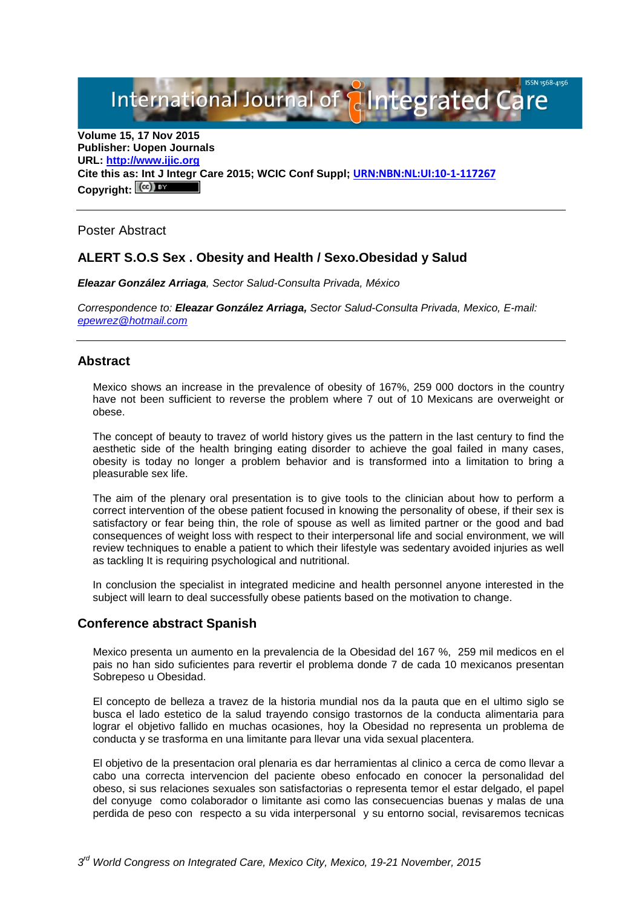**Volume 15, 17 Nov 2015**
**Publisher: Uopen Journals**
**URL: [http://www.ijic.org](http://www.ijic.org)**
**Cite this as: Int J Integr Care 2015; WCIC Conf Suppl; [URN:NBN:NL:UI:10-1-117267](URN:NBN:NL:UI:10-1-117267)**
**Copyright:**

---

Poster Abstract

## ALERT S.O.S Sex . Obesity and Health / Sexo.Obesidad y Salud

***Eleazar González Arriaga**, Sector Salud-Consulta Privada, México*

*Correspondence to: **Eleazar González Arriaga,** Sector Salud-Consulta Privada, Mexico, E-mail: [epewrez@hotmail.com](mailto:epewrez@hotmail.com)*

---

## Abstract

Mexico shows an increase in the prevalence of obesity of 167%, 259 000 doctors in the country have not been sufficient to reverse the problem where 7 out of 10 Mexicans are overweight or obese.

The concept of beauty to travez of world history gives us the pattern in the last century to find the aesthetic side of the health bringing eating disorder to achieve the goal failed in many cases, obesity is today no longer a problem behavior and is transformed into a limitation to bring a pleasurable sex life.

The aim of the plenary oral presentation is to give tools to the clinician about how to perform a correct intervention of the obese patient focused in knowing the personality of obese, if their sex is satisfactory or fear being thin, the role of spouse as well as limited partner or the good and bad consequences of weight loss with respect to their interpersonal life and social environment, we will review techniques to enable a patient to which their lifestyle was sedentary avoided injuries as well as tackling It is requiring psychological and nutritional.

In conclusion the specialist in integrated medicine and health personnel anyone interested in the subject will learn to deal successfully obese patients based on the motivation to change.

## Conference abstract Spanish

Mexico presenta un aumento en la prevalencia de la Obesidad del 167 %, 259 mil medicos en el pais no han sido suficientes para revertir el problema donde 7 de cada 10 mexicanos presentan Sobrepeso u Obesidad.

El concepto de belleza a travez de la historia mundial nos da la pauta que en el ultimo siglo se busca el lado estetico de la salud trayendo consigo trastornos de la conducta alimentaria para lograr el objetivo fallido en muchas ocasiones, hoy la Obesidad no representa un problema de conducta y se trasforma en una limitante para llevar una vida sexual placentera.

El objetivo de la presentacion oral plenaria es dar herramientas al clinico a cerca de como llevar a cabo una correcta intervencion del paciente obeso enfocado en conocer la personalidad del obeso, si sus relaciones sexuales son satisfactorias o representa temor el estar delgado, el papel del conyuge como colaborador o limitante asi como las consecuencias buenas y malas de una perdida de peso con respecto a su vida interpersonal y su entorno social, revisaremos tecnicas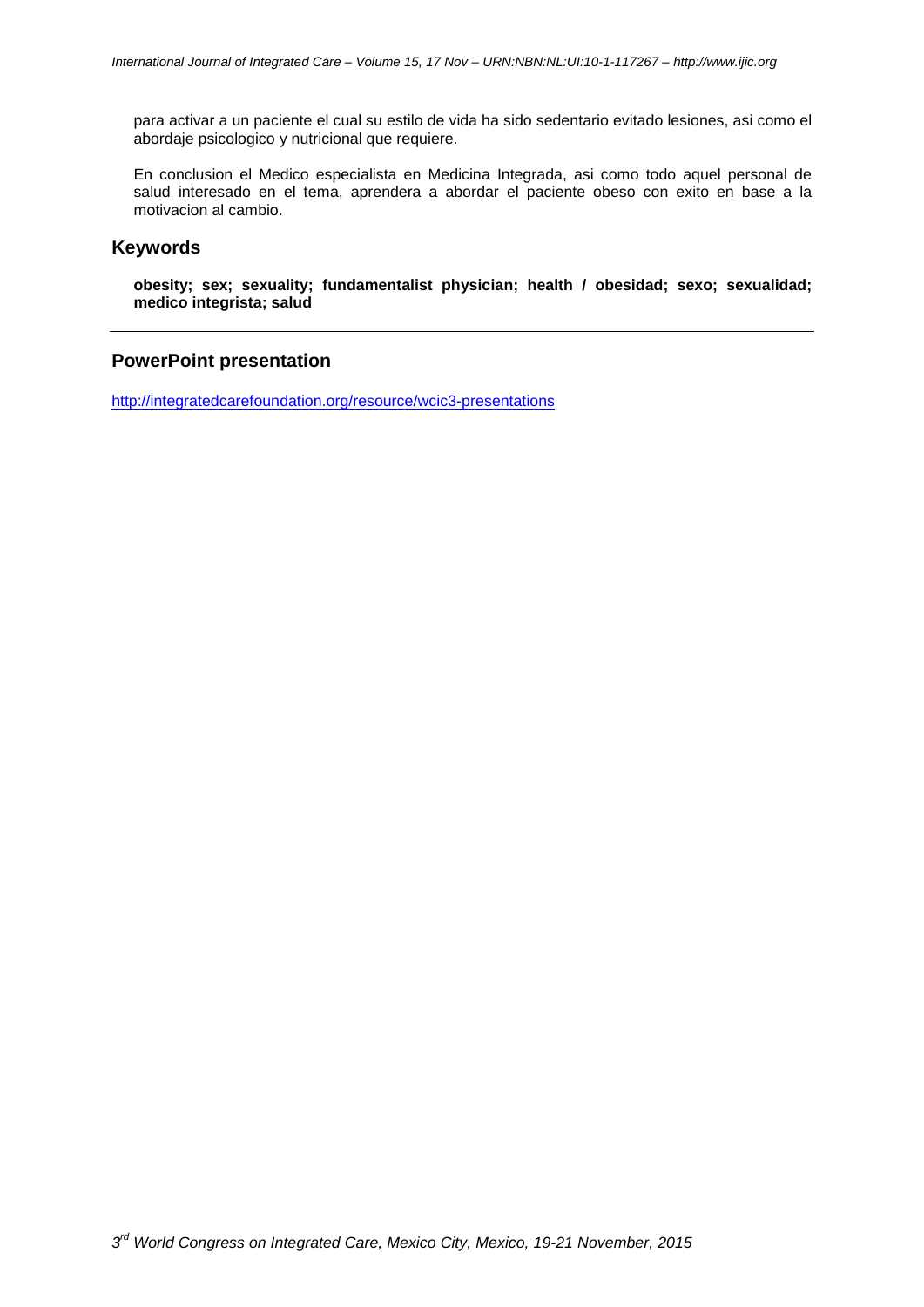para activar a un paciente el cual su estilo de vida ha sido sedentario evitado lesiones, asi como el abordaje psicologico y nutricional que requiere.

En conclusion el Medico especialista en Medicina Integrada, asi como todo aquel personal de salud interesado en el tema, aprendera a abordar el paciente obeso con exito en base a la motivacion al cambio.

## Keywords

**obesity; sex; sexuality; fundamentalist physician; health / obesidad; sexo; sexualidad; medico integrista; salud**

---

## PowerPoint presentation

http://integratedcarefoundation.org/resource/wcic3-presentations